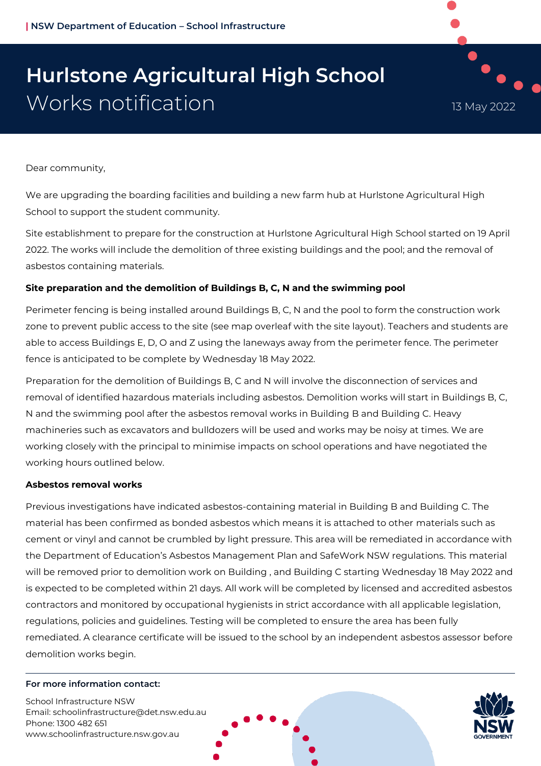NSW Department of Education – School Infrastructure

# Hurlstone Agricultural High School

## Works notification

13 May 2022

Dear community,

We are upgrading the boarding facilities and building a new farm hub at Hurlstone Agricultural High School to support the student community.

Site establishment to prepare for the construction at Hurlstone Agricultural High School started on 19 April 2022. The works will include the demolition of three existing buildings and the pool; and the removal of asbestos containing materials.

**Site preparation and the demolition of Buildings B, C, N and the swimming pool**

Perimeter fencing is being installed around Buildings B, C, N and the pool to form the construction work zone to prevent public access to the site (see map overleaf with the site layout). Teachers and students are able to access Buildings E, D, O and Z using the laneways away from the perimeter fence. The perimeter fence is anticipated to be complete by Wednesday 18 May 2022.

Preparation for the demolition of Buildings B, C and N will involve the disconnection of services and removal of identified hazardous materials including asbestos. Demolition works will start in Buildings B, C, N and the swimming pool after the asbestos removal works in Building B and Building C. Heavy machineries such as excavators and bulldozers will be used and works may be noisy at times. We are working closely with the principal to minimise impacts on school operations and have negotiated the working hours outlined below.

**Asbestos removal works**

Previous investigations have indicated asbestos-containing material in Building B and Building C. The material has been confirmed as bonded asbestos which means it is attached to other materials such as cement or vinyl and cannot be crumbled by light pressure. This area will be remediated in accordance with the Department of Education's Asbestos Management Plan and SafeWork NSW regulations. This material will be removed prior to demolition work on Building , and Building C starting Wednesday 18 May 2022 and is expected to be completed within 21 days. All work will be completed by licensed and accredited asbestos contractors and monitored by occupational hygienists in strict accordance with all applicable legislation, regulations, policies and guidelines. Testing will be completed to ensure the area has been fully remediated. A clearance certificate will be issued to the school by an independent asbestos assessor before demolition works begin.

**For more information contact:**

School Infrastructure NSW
Email: schoolinfrastructure@det.nsw.edu.au
Phone: 1300 482 651
www.schoolinfrastructure.nsw.gov.au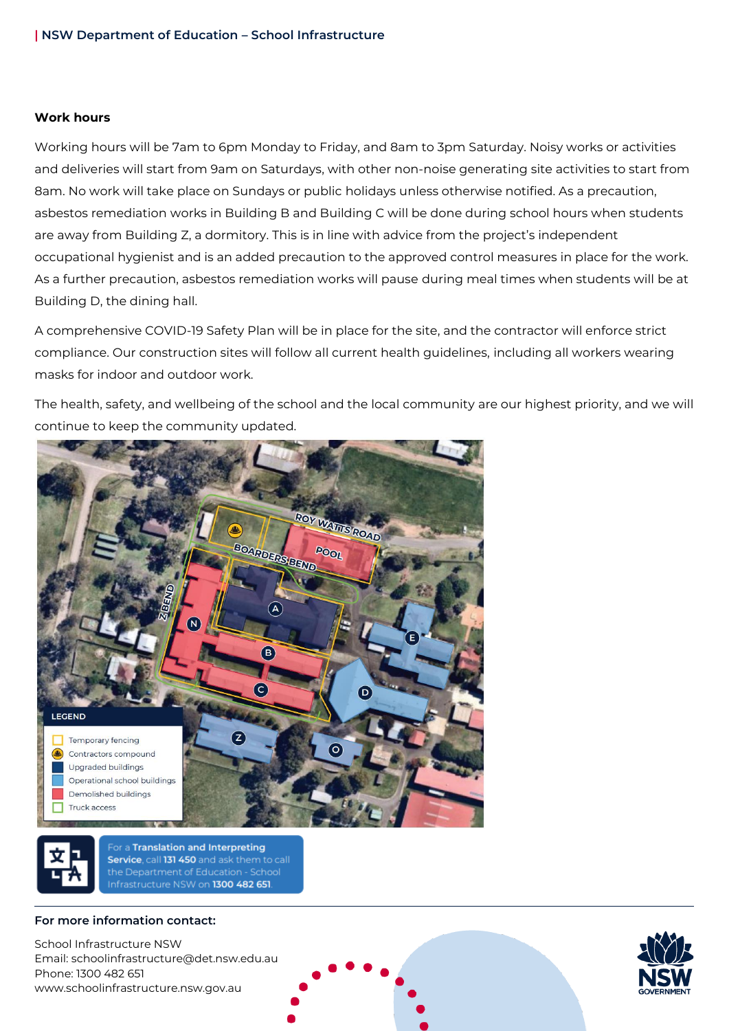### Work hours

Working hours will be 7am to 6pm Monday to Friday, and 8am to 3pm Saturday. Noisy works or activities and deliveries will start from 9am on Saturdays, with other non-noise generating site activities to start from 8am. No work will take place on Sundays or public holidays unless otherwise notified. As a precaution, asbestos remediation works in Building B and Building C will be done during school hours when students are away from Building Z, a dormitory. This is in line with advice from the project's independent occupational hygienist and is an added precaution to the approved control measures in place for the work. As a further precaution, asbestos remediation works will pause during meal times when students will be at Building D, the dining hall.

A comprehensive COVID-19 Safety Plan will be in place for the site, and the contractor will enforce strict compliance. Our construction sites will follow all current health guidelines, including all workers wearing masks for indoor and outdoor work.

The health, safety, and wellbeing of the school and the local community are our highest priority, and we will continue to keep the community updated.

ROY WATTS ROAD
POOL
BOARDERS BEND
Z BEND
A
B
C
D
E
N
O
Z

LEGEND
Temporary fencing
Contractors compound
Upgraded buildings
Operational school buildings
Demolished buildings
Truck access

For a **Translation and Interpreting Service**, call **131 450** and ask them to call the Department of Education - School Infrastructure NSW on **1300 482 651**.

**For more information contact:**

School Infrastructure NSW
Email: schoolinfrastructure@det.nsw.edu.au
Phone: 1300 482 651
www.schoolinfrastructure.nsw.gov.au